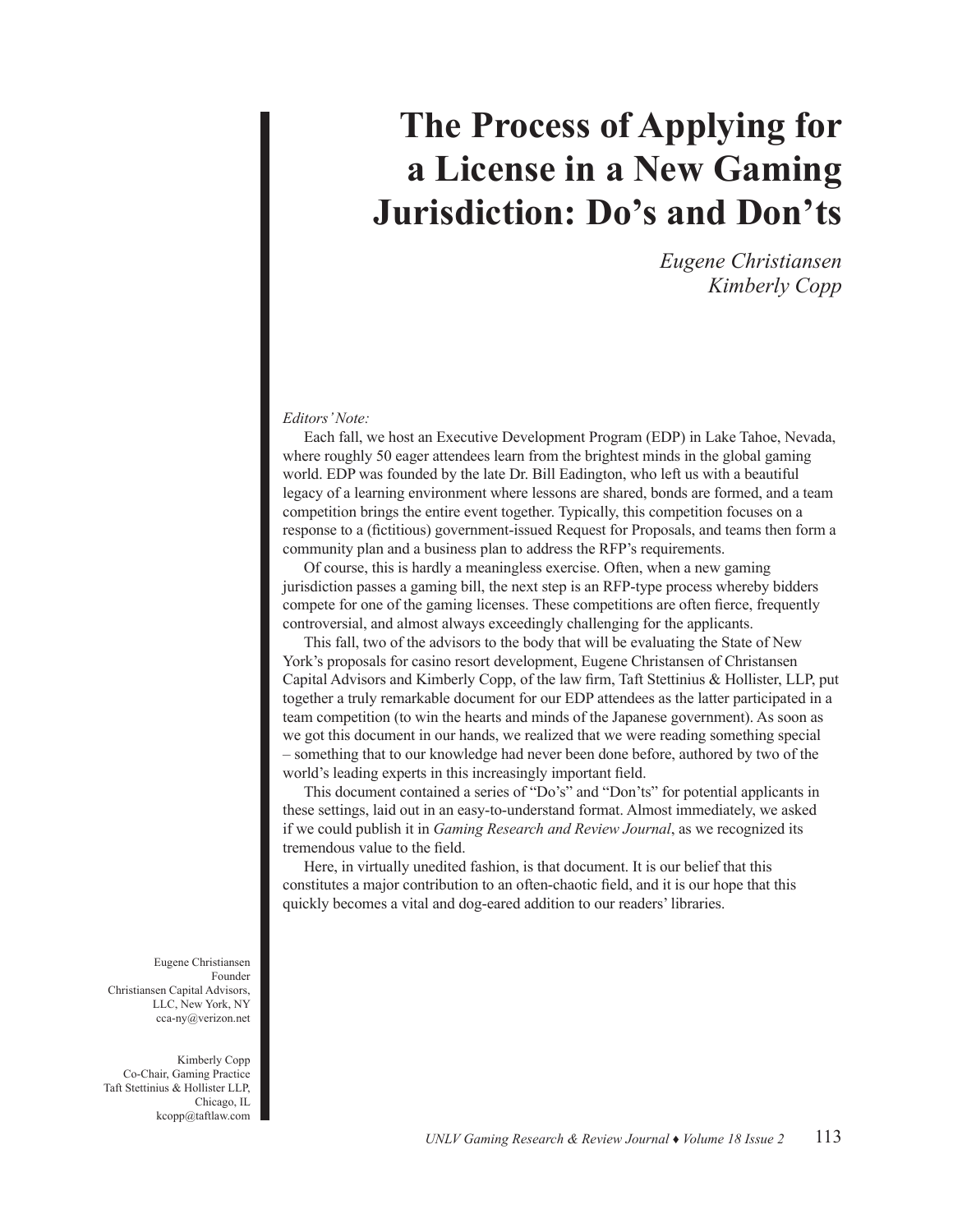# The Process of Applying for a License in a New Gaming Jurisdiction: Do's and Don'ts

*Eugene Christiansen*
*Kimberly Copp*

*Editors' Note:*

Each fall, we host an Executive Development Program (EDP) in Lake Tahoe, Nevada, where roughly 50 eager attendees learn from the brightest minds in the global gaming world. EDP was founded by the late Dr. Bill Eadington, who left us with a beautiful legacy of a learning environment where lessons are shared, bonds are formed, and a team competition brings the entire event together. Typically, this competition focuses on a response to a (fictitious) government-issued Request for Proposals, and teams then form a community plan and a business plan to address the RFP's requirements.

Of course, this is hardly a meaningless exercise. Often, when a new gaming jurisdiction passes a gaming bill, the next step is an RFP-type process whereby bidders compete for one of the gaming licenses. These competitions are often fierce, frequently controversial, and almost always exceedingly challenging for the applicants.

This fall, two of the advisors to the body that will be evaluating the State of New York's proposals for casino resort development, Eugene Christansen of Christansen Capital Advisors and Kimberly Copp, of the law firm, Taft Stettinius & Hollister, LLP, put together a truly remarkable document for our EDP attendees as the latter participated in a team competition (to win the hearts and minds of the Japanese government). As soon as we got this document in our hands, we realized that we were reading something special – something that to our knowledge had never been done before, authored by two of the world's leading experts in this increasingly important field.

This document contained a series of "Do's" and "Don'ts" for potential applicants in these settings, laid out in an easy-to-understand format. Almost immediately, we asked if we could publish it in *Gaming Research and Review Journal*, as we recognized its tremendous value to the field.

Here, in virtually unedited fashion, is that document. It is our belief that this constitutes a major contribution to an often-chaotic field, and it is our hope that this quickly becomes a vital and dog-eared addition to our readers' libraries.

Eugene Christiansen
Founder
Christiansen Capital Advisors, LLC, New York, NY
cca-ny@verizon.net

Kimberly Copp
Co-Chair, Gaming Practice
Taft Stettinius & Hollister LLP, Chicago, IL
kcopp@taftlaw.com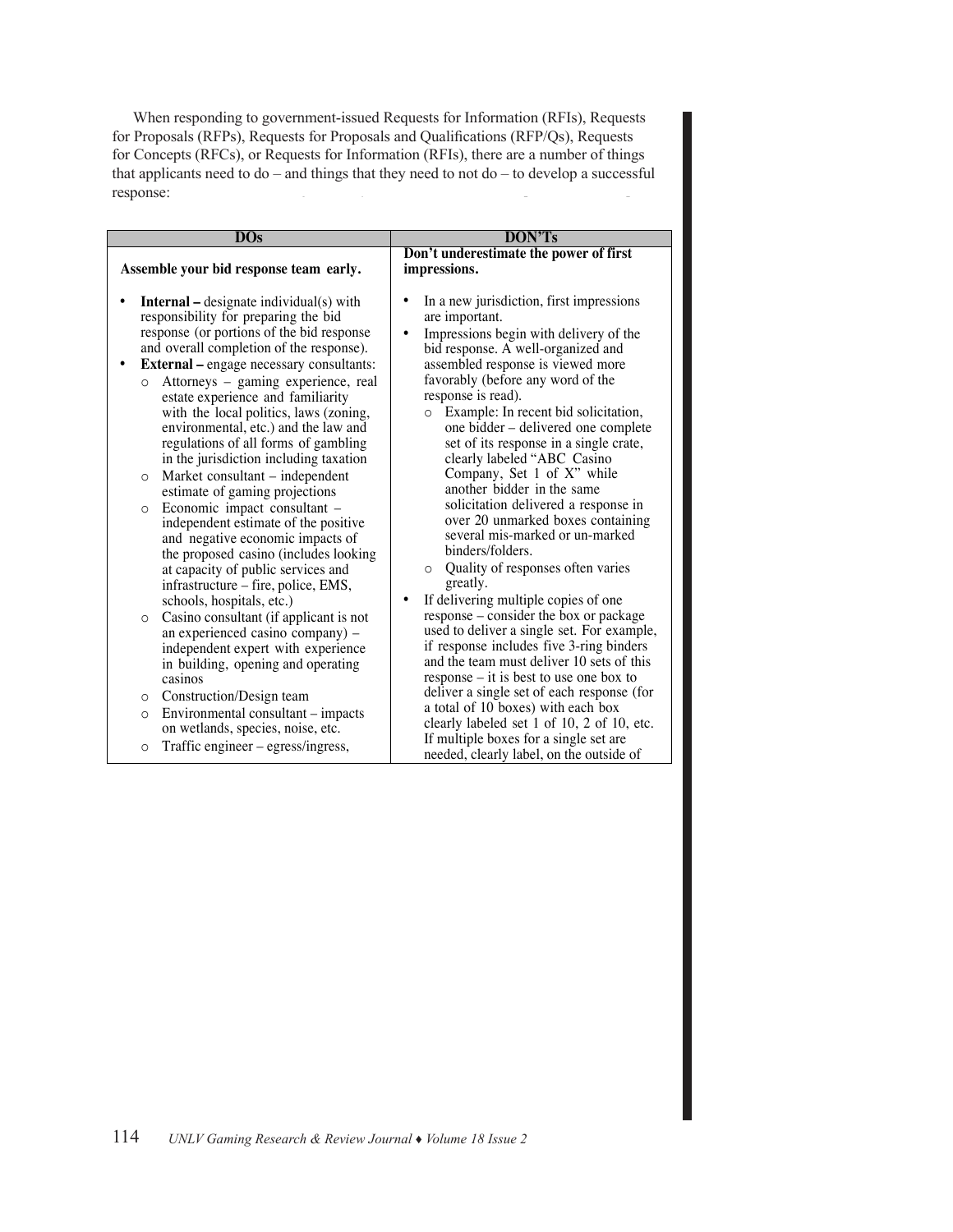When responding to government-issued Requests for Information (RFIs), Requests for Proposals (RFPs), Requests for Proposals and Qualifications (RFP/Qs), Requests for Concepts (RFCs), or Requests for Information (RFIs), there are a number of things that applicants need to do – and things that they need to not do – to develop a successful response:

| DOs | DON'Ts |
|---|---|
| **Assemble your bid response team early.**<br><br>• **Internal –** designate individual(s) with responsibility for preparing the bid response (or portions of the bid response and overall completion of the response).<br>• **External –** engage necessary consultants:<br>  ○ Attorneys – gaming experience, real estate experience and familiarity with the local politics, laws (zoning, environmental, etc.) and the law and regulations of all forms of gambling in the jurisdiction including taxation<br>  ○ Market consultant – independent estimate of gaming projections<br>  ○ Economic impact consultant – independent estimate of the positive and negative economic impacts of the proposed casino (includes looking at capacity of public services and infrastructure – fire, police, EMS, schools, hospitals, etc.)<br>  ○ Casino consultant (if applicant is not an experienced casino company) – independent expert with experience in building, opening and operating casinos<br>  ○ Construction/Design team<br>  ○ Environmental consultant – impacts on wetlands, species, noise, etc.<br>  ○ Traffic engineer – egress/ingress, | **Don't underestimate the power of first impressions.**<br><br>• In a new jurisdiction, first impressions are important.<br>• Impressions begin with delivery of the bid response. A well-organized and assembled response is viewed more favorably (before any word of the response is read).<br>  ○ Example: In recent bid solicitation, one bidder – delivered one complete set of its response in a single crate, clearly labeled "ABC Casino Company, Set 1 of X" while another bidder in the same solicitation delivered a response in over 20 unmarked boxes containing several mis-marked or un-marked binders/folders.<br>  ○ Quality of responses often varies greatly.<br>• If delivering multiple copies of one response – consider the box or package used to deliver a single set. For example, if response includes five 3-ring binders and the team must deliver 10 sets of this response – it is best to use one box to deliver a single set of each response (for a total of 10 boxes) with each box clearly labeled set 1 of 10, 2 of 10, etc. If multiple boxes for a single set are needed, clearly label, on the outside of |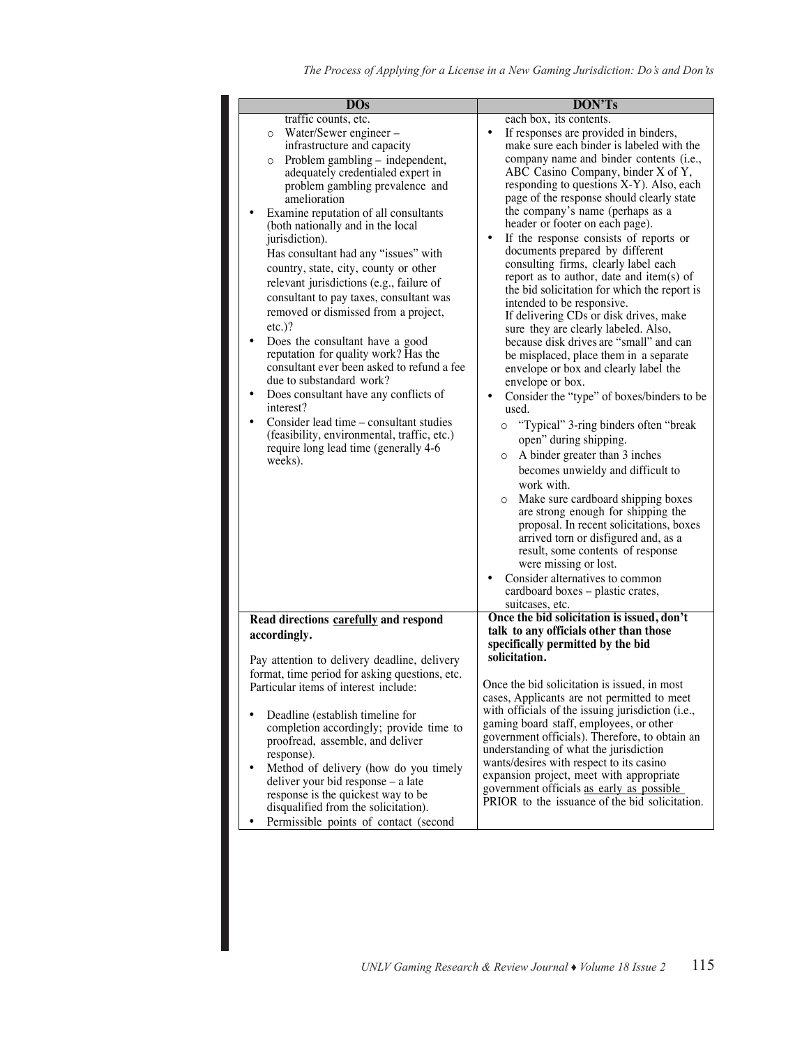| DOs | DON'Ts |
|---|---|
| traffic counts, etc.<br>o Water/Sewer engineer – infrastructure and capacity<br>o Problem gambling – independent, adequately credentialed expert in problem gambling prevalence and amelioration<br>• Examine reputation of all consultants (both nationally and in the local jurisdiction).<br>Has consultant had any "issues" with country, state, city, county or other relevant jurisdictions (e.g., failure of consultant to pay taxes, consultant was removed or dismissed from a project, etc.)?<br>• Does the consultant have a good reputation for quality work? Has the consultant ever been asked to refund a fee due to substandard work?<br>• Does consultant have any conflicts of interest?<br>• Consider lead time – consultant studies (feasibility, environmental, traffic, etc.) require long lead time (generally 4-6 weeks). | each box, its contents.<br>• If responses are provided in binders, make sure each binder is labeled with the company name and binder contents (i.e., ABC Casino Company, binder X of Y, responding to questions X-Y). Also, each page of the response should clearly state the company's name (perhaps as a header or footer on each page).<br>• If the response consists of reports or documents prepared by different consulting firms, clearly label each report as to author, date and item(s) of the bid solicitation for which the report is intended to be responsive.<br>If delivering CDs or disk drives, make sure they are clearly labeled. Also, because disk drives are "small" and can be misplaced, place them in a separate envelope or box and clearly label the envelope or box.<br>• Consider the "type" of boxes/binders to be used.<br>o "Typical" 3-ring binders often "break open" during shipping.<br>o A binder greater than 3 inches becomes unwieldy and difficult to work with.<br>o Make sure cardboard shipping boxes are strong enough for shipping the proposal. In recent solicitations, boxes arrived torn or disfigured and, as a result, some contents of response were missing or lost.<br>• Consider alternatives to common cardboard boxes – plastic crates, suitcases, etc. |
| **Read directions <u>carefully</u> and respond accordingly.**<br><br>Pay attention to delivery deadline, delivery format, time period for asking questions, etc. Particular items of interest include:<br><br>• Deadline (establish timeline for completion accordingly; provide time to proofread, assemble, and deliver response).<br>• Method of delivery (how do you timely deliver your bid response – a late response is the quickest way to be disqualified from the solicitation).<br>• Permissible points of contact (second | **Once the bid solicitation is issued, don't talk to any officials other than those specifically permitted by the bid solicitation.**<br><br>Once the bid solicitation is issued, in most cases, Applicants are not permitted to meet with officials of the issuing jurisdiction (i.e., gaming board staff, employees, or other government officials). Therefore, to obtain an understanding of what the jurisdiction wants/desires with respect to its casino expansion project, meet with appropriate government officials <u>as early as possible</u> PRIOR to the issuance of the bid solicitation. |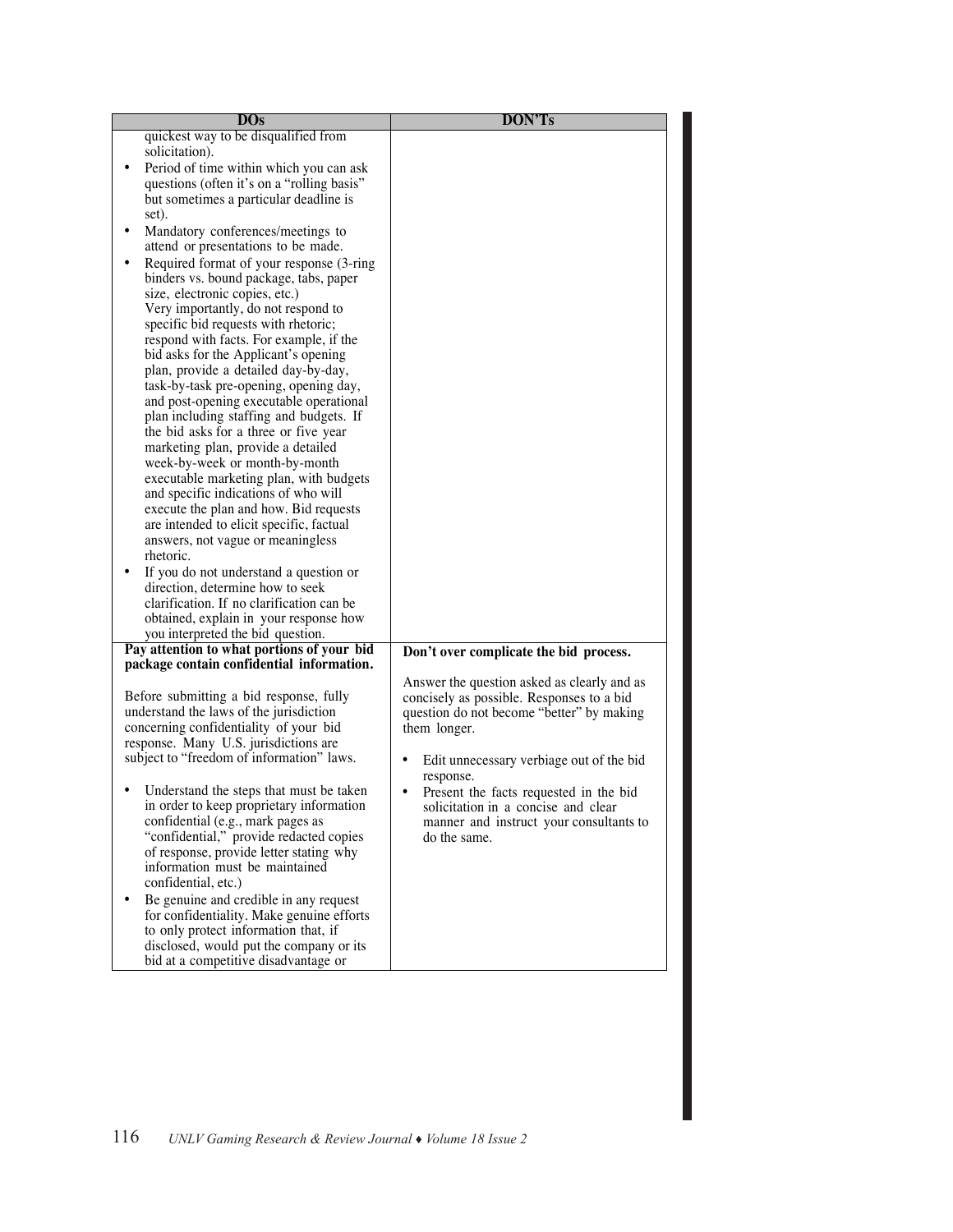| DOs | DON'Ts |
|---|---|
| quickest way to be disqualified from solicitation).<br>• Period of time within which you can ask questions (often it's on a "rolling basis" but sometimes a particular deadline is set).<br>• Mandatory conferences/meetings to attend or presentations to be made.<br>• Required format of your response (3-ring binders vs. bound package, tabs, paper size, electronic copies, etc.)<br>Very importantly, do not respond to specific bid requests with rhetoric; respond with facts. For example, if the bid asks for the Applicant's opening plan, provide a detailed day-by-day, task-by-task pre-opening, opening day, and post-opening executable operational plan including staffing and budgets. If the bid asks for a three or five year marketing plan, provide a detailed week-by-week or month-by-month executable marketing plan, with budgets and specific indications of who will execute the plan and how. Bid requests are intended to elicit specific, factual answers, not vague or meaningless rhetoric.<br>• If you do not understand a question or direction, determine how to seek clarification. If no clarification can be obtained, explain in your response how you interpreted the bid question. | |
| **Pay attention to what portions of your bid package contain confidential information.**<br><br>Before submitting a bid response, fully understand the laws of the jurisdiction concerning confidentiality of your bid response. Many U.S. jurisdictions are subject to "freedom of information" laws.<br><br>• Understand the steps that must be taken in order to keep proprietary information confidential (e.g., mark pages as "confidential," provide redacted copies of response, provide letter stating why information must be maintained confidential, etc.)<br>• Be genuine and credible in any request for confidentiality. Make genuine efforts to only protect information that, if disclosed, would put the company or its bid at a competitive disadvantage or | **Don't over complicate the bid process.**<br><br>Answer the question asked as clearly and as concisely as possible. Responses to a bid question do not become "better" by making them longer.<br><br>• Edit unnecessary verbiage out of the bid response.<br>• Present the facts requested in the bid solicitation in a concise and clear manner and instruct your consultants to do the same. |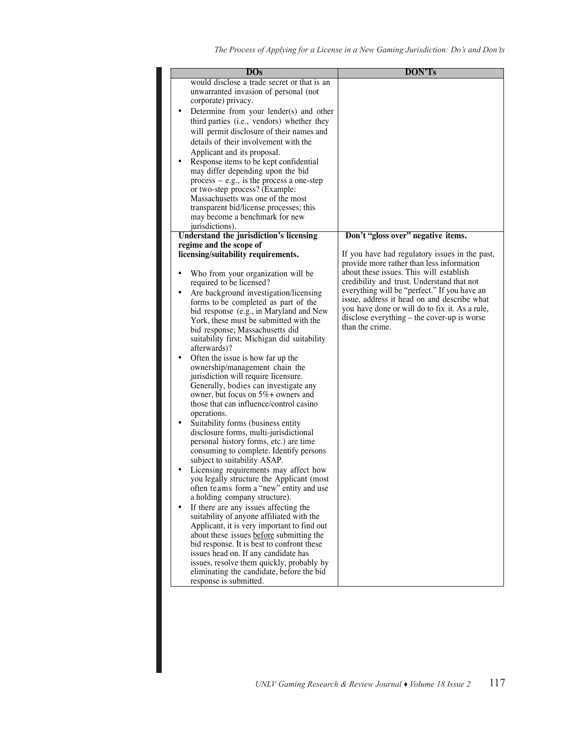| DOs | DON'Ts |
|---|---|
| would disclose a trade secret or that is an unwarranted invasion of personal (not corporate) privacy.<br>• Determine from your lender(s) and other third parties (i.e., vendors) whether they will permit disclosure of their names and details of their involvement with the Applicant and its proposal.<br>• Response items to be kept confidential may differ depending upon the bid process – e.g., is the process a one-step or two-step process? (Example: Massachusetts was one of the most transparent bid/license processes; this may become a benchmark for new jurisdictions). | |
| **Understand the jurisdiction's licensing regime and the scope of licensing/suitability requirements.**<br><br>• Who from your organization will be required to be licensed?<br>• Are background investigation/licensing forms to be completed as part of the bid response (e.g., in Maryland and New York, these must be submitted with the bid response; Massachusetts did suitability first; Michigan did suitability afterwards)?<br>• Often the issue is how far up the ownership/management chain the jurisdiction will require licensure. Generally, bodies can investigate any owner, but focus on 5%+ owners and those that can influence/control casino operations.<br>• Suitability forms (business entity disclosure forms, multi-jurisdictional personal history forms, etc.) are time consuming to complete. Identify persons subject to suitability ASAP.<br>• Licensing requirements may affect how you legally structure the Applicant (most often teams form a "new" entity and use a holding company structure).<br>• If there are any issues affecting the suitability of anyone affiliated with the Applicant, it is very important to find out about these issues <u>before</u> submitting the bid response. It is best to confront these issues head on. If any candidate has issues, resolve them quickly, probably by eliminating the candidate, before the bid response is submitted. | **Don't "gloss over" negative items.**<br><br>If you have had regulatory issues in the past, provide more rather than less information about these issues. This will establish credibility and trust. Understand that not everything will be "perfect." If you have an issue, address it head on and describe what you have done or will do to fix it. As a rule, disclose everything – the cover-up is worse than the crime. |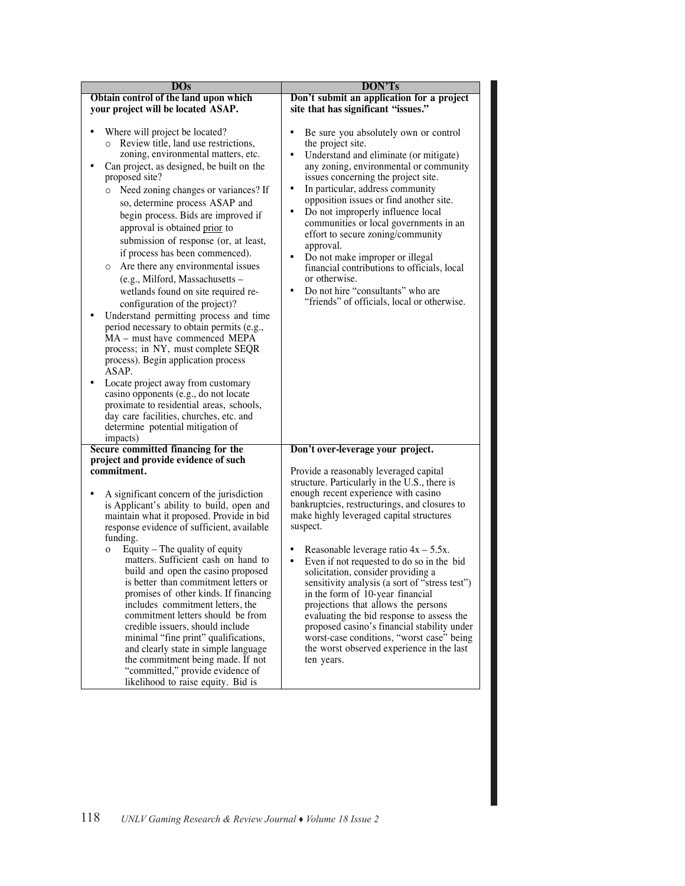| DOs | DON'Ts |
|---|---|
| **Obtain control of the land upon which your project will be located ASAP.**<br><br>• Where will project be located?<br>  ○ Review title, land use restrictions, zoning, environmental matters, etc.<br>• Can project, as designed, be built on the proposed site?<br>  ○ Need zoning changes or variances? If so, determine process ASAP and begin process. Bids are improved if approval is obtained <u>prior</u> to submission of response (or, at least, if process has been commenced).<br>  ○ Are there any environmental issues (e.g., Milford, Massachusetts – wetlands found on site required re-configuration of the project)?<br>• Understand permitting process and time period necessary to obtain permits (e.g., MA – must have commenced MEPA process; in NY, must complete SEQR process). Begin application process ASAP.<br>• Locate project away from customary casino opponents (e.g., do not locate proximate to residential areas, schools, day care facilities, churches, etc. and determine potential mitigation of impacts) | **Don't submit an application for a project site that has significant "issues."**<br><br>• Be sure you absolutely own or control the project site.<br>• Understand and eliminate (or mitigate) any zoning, environmental or community issues concerning the project site.<br>• In particular, address community opposition issues or find another site.<br>• Do not improperly influence local communities or local governments in an effort to secure zoning/community approval.<br>• Do not make improper or illegal financial contributions to officials, local or otherwise.<br>• Do not hire "consultants" who are "friends" of officials, local or otherwise. |
| **Secure committed financing for the project and provide evidence of such commitment.**<br><br>• A significant concern of the jurisdiction is Applicant's ability to build, open and maintain what it proposed. Provide in bid response evidence of sufficient, available funding.<br>  o Equity – The quality of equity matters. Sufficient cash on hand to build and open the casino proposed is better than commitment letters or promises of other kinds. If financing includes commitment letters, the commitment letters should be from credible issuers, should include minimal "fine print" qualifications, and clearly state in simple language the commitment being made. If not "committed," provide evidence of likelihood to raise equity. Bid is | **Don't over-leverage your project.**<br><br>Provide a reasonably leveraged capital structure. Particularly in the U.S., there is enough recent experience with casino bankruptcies, restructurings, and closures to make highly leveraged capital structures suspect.<br><br>• Reasonable leverage ratio 4x – 5.5x.<br>• Even if not requested to do so in the bid solicitation, consider providing a sensitivity analysis (a sort of "stress test") in the form of 10-year financial projections that allows the persons evaluating the bid response to assess the proposed casino's financial stability under worst-case conditions, "worst case" being the worst observed experience in the last ten years. |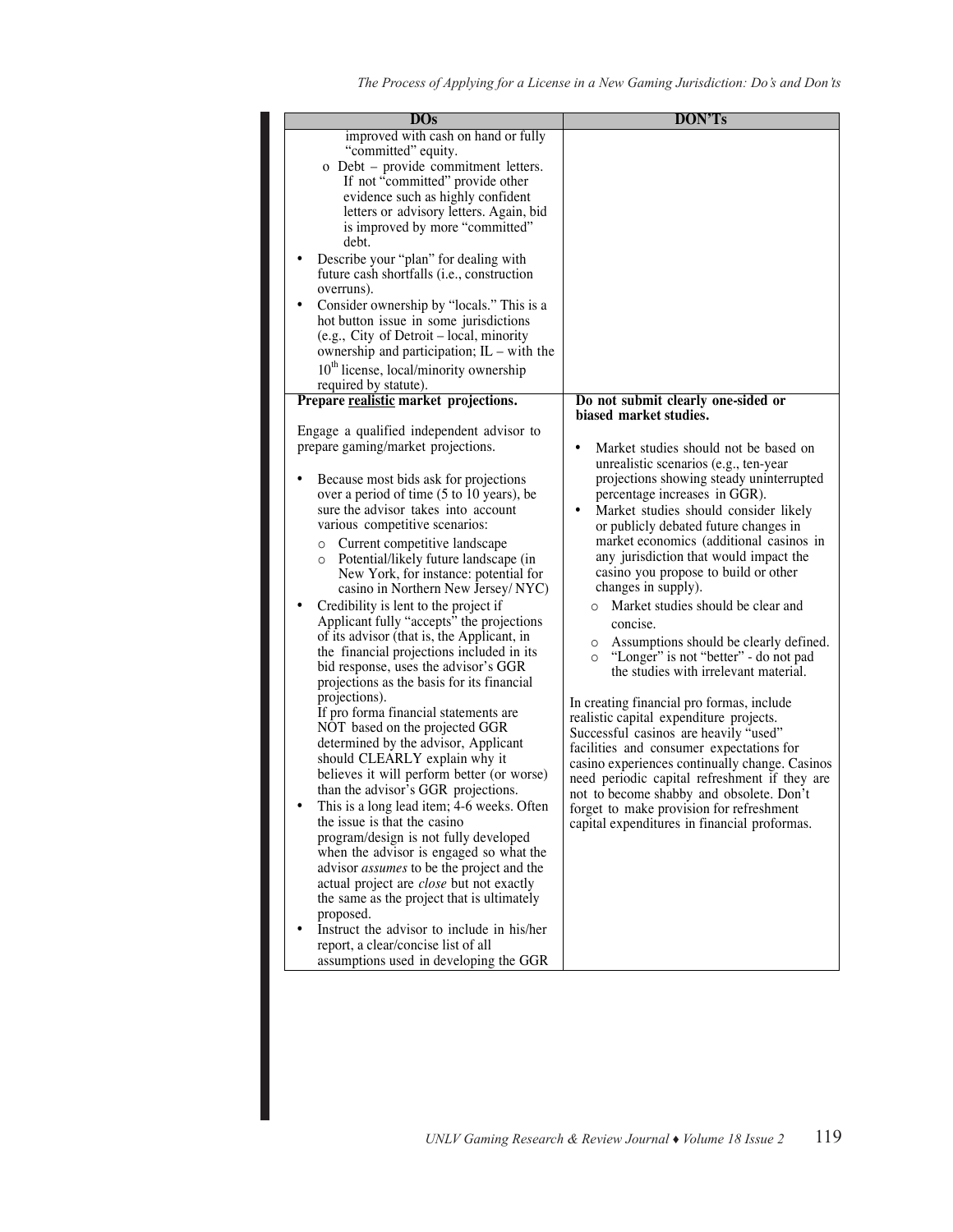| DOs | DON'Ts |
| --- | --- |
| improved with cash on hand or fully "committed" equity.<br>o Debt – provide commitment letters. If not "committed" provide other evidence such as highly confident letters or advisory letters. Again, bid is improved by more "committed" debt.<br>• Describe your "plan" for dealing with future cash shortfalls (i.e., construction overruns).<br>• Consider ownership by "locals." This is a hot button issue in some jurisdictions (e.g., City of Detroit – local, minority ownership and participation; IL – with the 10th license, local/minority ownership required by statute). | |
| **Prepare <u>realistic</u> market projections.**<br><br>Engage a qualified independent advisor to prepare gaming/market projections.<br><br>• Because most bids ask for projections over a period of time (5 to 10 years), be sure the advisor takes into account various competitive scenarios:<br>  o Current competitive landscape<br>  o Potential/likely future landscape (in New York, for instance: potential for casino in Northern New Jersey/ NYC)<br>• Credibility is lent to the project if Applicant fully "accepts" the projections of its advisor (that is, the Applicant, in the financial projections included in its bid response, uses the advisor's GGR projections as the basis for its financial projections).<br>If pro forma financial statements are NOT based on the projected GGR determined by the advisor, Applicant should CLEARLY explain why it believes it will perform better (or worse) than the advisor's GGR projections.<br>• This is a long lead item; 4-6 weeks. Often the issue is that the casino program/design is not fully developed when the advisor is engaged so what the advisor *assumes* to be the project and the actual project are *close* but not exactly the same as the project that is ultimately proposed.<br>• Instruct the advisor to include in his/her report, a clear/concise list of all assumptions used in developing the GGR | **Do not submit clearly one-sided or biased market studies.**<br><br>• Market studies should not be based on unrealistic scenarios (e.g., ten-year projections showing steady uninterrupted percentage increases in GGR).<br>• Market studies should consider likely or publicly debated future changes in market economics (additional casinos in any jurisdiction that would impact the casino you propose to build or other changes in supply).<br>  o Market studies should be clear and concise.<br>  o Assumptions should be clearly defined.<br>  o "Longer" is not "better" - do not pad the studies with irrelevant material.<br><br>In creating financial pro formas, include realistic capital expenditure projects. Successful casinos are heavily "used" facilities and consumer expectations for casino experiences continually change. Casinos need periodic capital refreshment if they are not to become shabby and obsolete. Don't forget to make provision for refreshment capital expenditures in financial proformas. |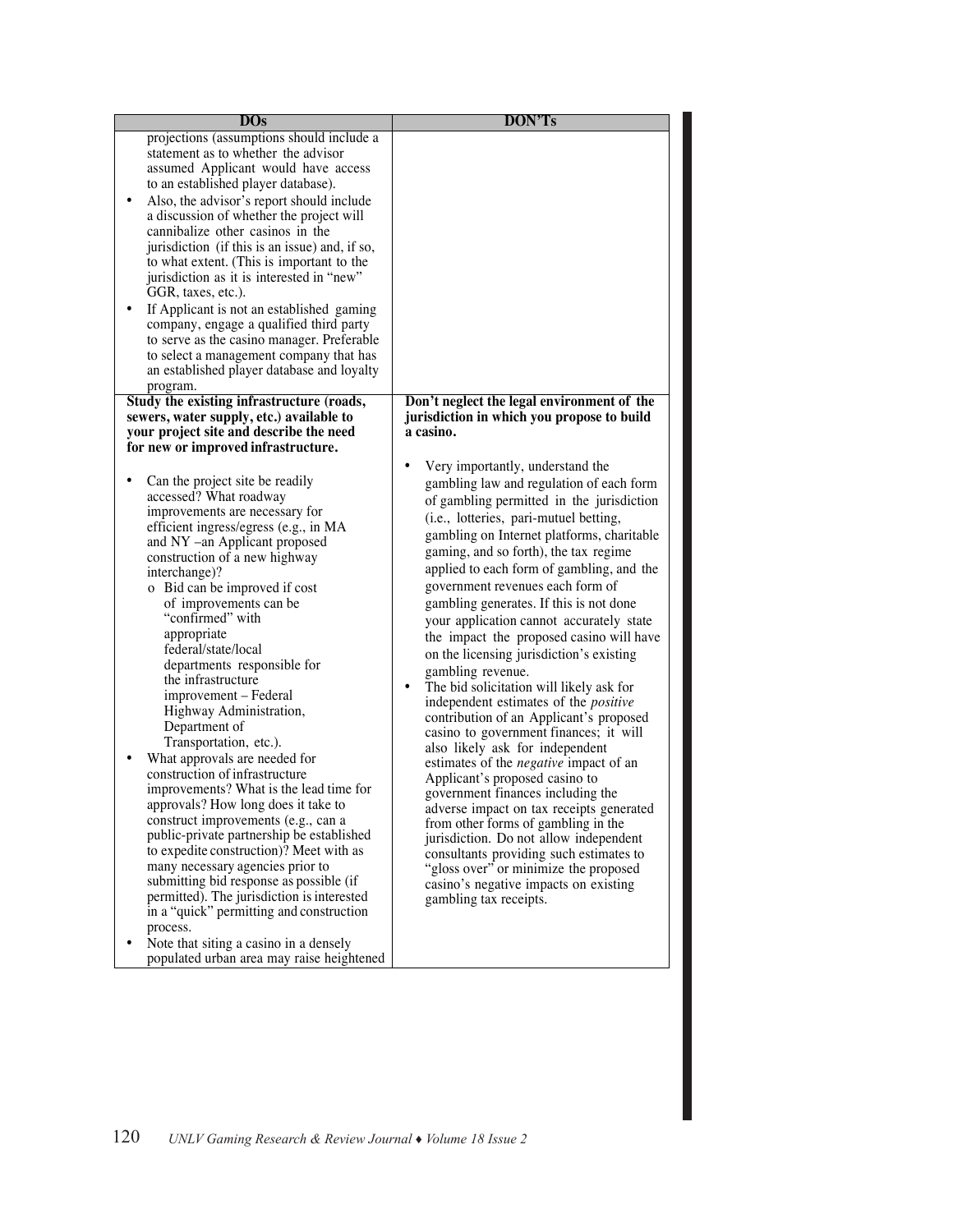| DOs | DON'Ts |
|---|---|
| projections (assumptions should include a statement as to whether the advisor assumed Applicant would have access to an established player database).<br>• Also, the advisor's report should include a discussion of whether the project will cannibalize other casinos in the jurisdiction (if this is an issue) and, if so, to what extent. (This is important to the jurisdiction as it is interested in "new" GGR, taxes, etc.).<br>• If Applicant is not an established gaming company, engage a qualified third party to serve as the casino manager. Preferable to select a management company that has an established player database and loyalty program. | |
| **Study the existing infrastructure (roads, sewers, water supply, etc.) available to your project site and describe the need for new or improved infrastructure.**<br><br>• Can the project site be readily accessed? What roadway improvements are necessary for efficient ingress/egress (e.g., in MA and NY –an Applicant proposed construction of a new highway interchange)?<br>&nbsp;&nbsp;&nbsp;&nbsp;o Bid can be improved if cost of improvements can be "confirmed" with appropriate federal/state/local departments responsible for the infrastructure improvement – Federal Highway Administration, Department of Transportation, etc.).<br>• What approvals are needed for construction of infrastructure improvements? What is the lead time for approvals? How long does it take to construct improvements (e.g., can a public-private partnership be established to expedite construction)? Meet with as many necessary agencies prior to submitting bid response as possible (if permitted). The jurisdiction is interested in a "quick" permitting and construction process.<br>• Note that siting a casino in a densely populated urban area may raise heightened | **Don't neglect the legal environment of the jurisdiction in which you propose to build a casino.**<br><br>• Very importantly, understand the gambling law and regulation of each form of gambling permitted in the jurisdiction (i.e., lotteries, pari-mutuel betting, gambling on Internet platforms, charitable gaming, and so forth), the tax regime applied to each form of gambling, and the government revenues each form of gambling generates. If this is not done your application cannot accurately state the impact the proposed casino will have on the licensing jurisdiction's existing gambling revenue.<br>• The bid solicitation will likely ask for independent estimates of the *positive* contribution of an Applicant's proposed casino to government finances; it will also likely ask for independent estimates of the *negative* impact of an Applicant's proposed casino to government finances including the adverse impact on tax receipts generated from other forms of gambling in the jurisdiction. Do not allow independent consultants providing such estimates to "gloss over" or minimize the proposed casino's negative impacts on existing gambling tax receipts. |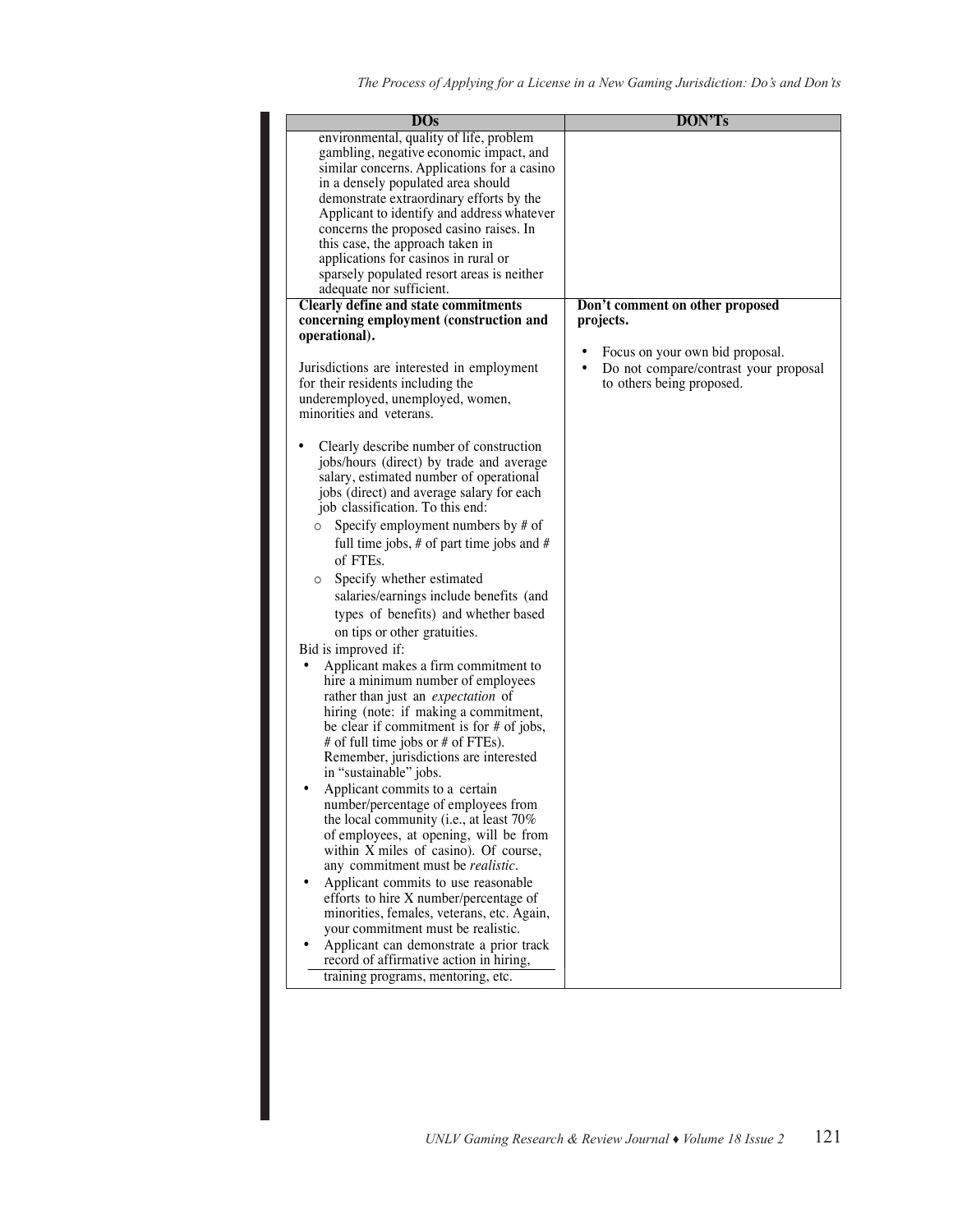| DOs | DON'Ts |
| --- | --- |
| environmental, quality of life, problem gambling, negative economic impact, and similar concerns. Applications for a casino in a densely populated area should demonstrate extraordinary efforts by the Applicant to identify and address whatever concerns the proposed casino raises. In this case, the approach taken in applications for casinos in rural or sparsely populated resort areas is neither adequate nor sufficient. | |
| **Clearly define and state commitments concerning employment (construction and operational).**<br><br>Jurisdictions are interested in employment for their residents including the underemployed, unemployed, women, minorities and veterans.<br><br>• Clearly describe number of construction jobs/hours (direct) by trade and average salary, estimated number of operational jobs (direct) and average salary for each job classification. To this end:<br>○ Specify employment numbers by # of full time jobs, # of part time jobs and # of FTEs.<br>○ Specify whether estimated salaries/earnings include benefits (and types of benefits) and whether based on tips or other gratuities.<br><br>Bid is improved if:<br>• Applicant makes a firm commitment to hire a minimum number of employees rather than just an *expectation* of hiring (note: if making a commitment, be clear if commitment is for # of jobs, # of full time jobs or # of FTEs). Remember, jurisdictions are interested in "sustainable" jobs.<br>• Applicant commits to a certain number/percentage of employees from the local community (i.e., at least 70% of employees, at opening, will be from within X miles of casino). Of course, any commitment must be *realistic*.<br>• Applicant commits to use reasonable efforts to hire X number/percentage of minorities, females, veterans, etc. Again, your commitment must be realistic.<br>• Applicant can demonstrate a prior track record of affirmative action in hiring, training programs, mentoring, etc. | **Don't comment on other proposed projects.**<br><br>• Focus on your own bid proposal.<br>• Do not compare/contrast your proposal to others being proposed. |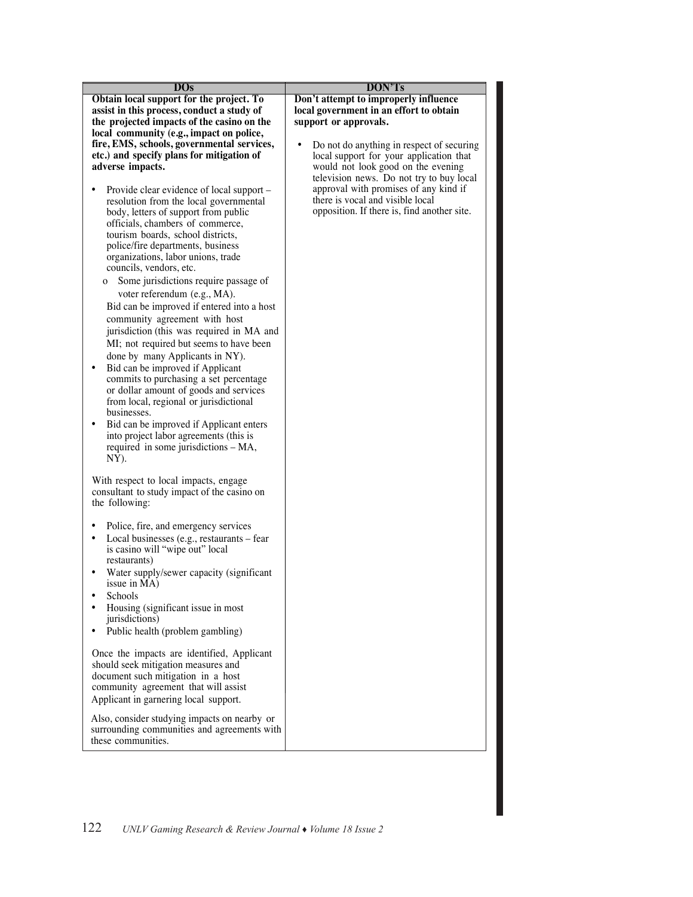| DOs | DON'Ts |
|---|---|
| **Obtain local support for the project. To assist in this process, conduct a study of the projected impacts of the casino on the local community (e.g., impact on police, fire, EMS, schools, governmental services, etc.) and specify plans for mitigation of adverse impacts.**<br><br>• Provide clear evidence of local support – resolution from the local governmental body, letters of support from public officials, chambers of commerce, tourism boards, school districts, police/fire departments, business organizations, labor unions, trade councils, vendors, etc.<br>&nbsp;&nbsp;o Some jurisdictions require passage of voter referendum (e.g., MA).<br>&nbsp;&nbsp;Bid can be improved if entered into a host community agreement with host jurisdiction (this was required in MA and MI; not required but seems to have been done by many Applicants in NY).<br>• Bid can be improved if Applicant commits to purchasing a set percentage or dollar amount of goods and services from local, regional or jurisdictional businesses.<br>• Bid can be improved if Applicant enters into project labor agreements (this is required in some jurisdictions – MA, NY).<br><br>With respect to local impacts, engage consultant to study impact of the casino on the following:<br><br>• Police, fire, and emergency services<br>• Local businesses (e.g., restaurants – fear is casino will "wipe out" local restaurants)<br>• Water supply/sewer capacity (significant issue in MA)<br>• Schools<br>• Housing (significant issue in most jurisdictions)<br>• Public health (problem gambling)<br><br>Once the impacts are identified, Applicant should seek mitigation measures and document such mitigation in a host community agreement that will assist Applicant in garnering local support.<br><br>Also, consider studying impacts on nearby or surrounding communities and agreements with these communities. | **Don't attempt to improperly influence local government in an effort to obtain support or approvals.**<br><br>• Do not do anything in respect of securing local support for your application that would not look good on the evening television news. Do not try to buy local approval with promises of any kind if there is vocal and visible local opposition. If there is, find another site. |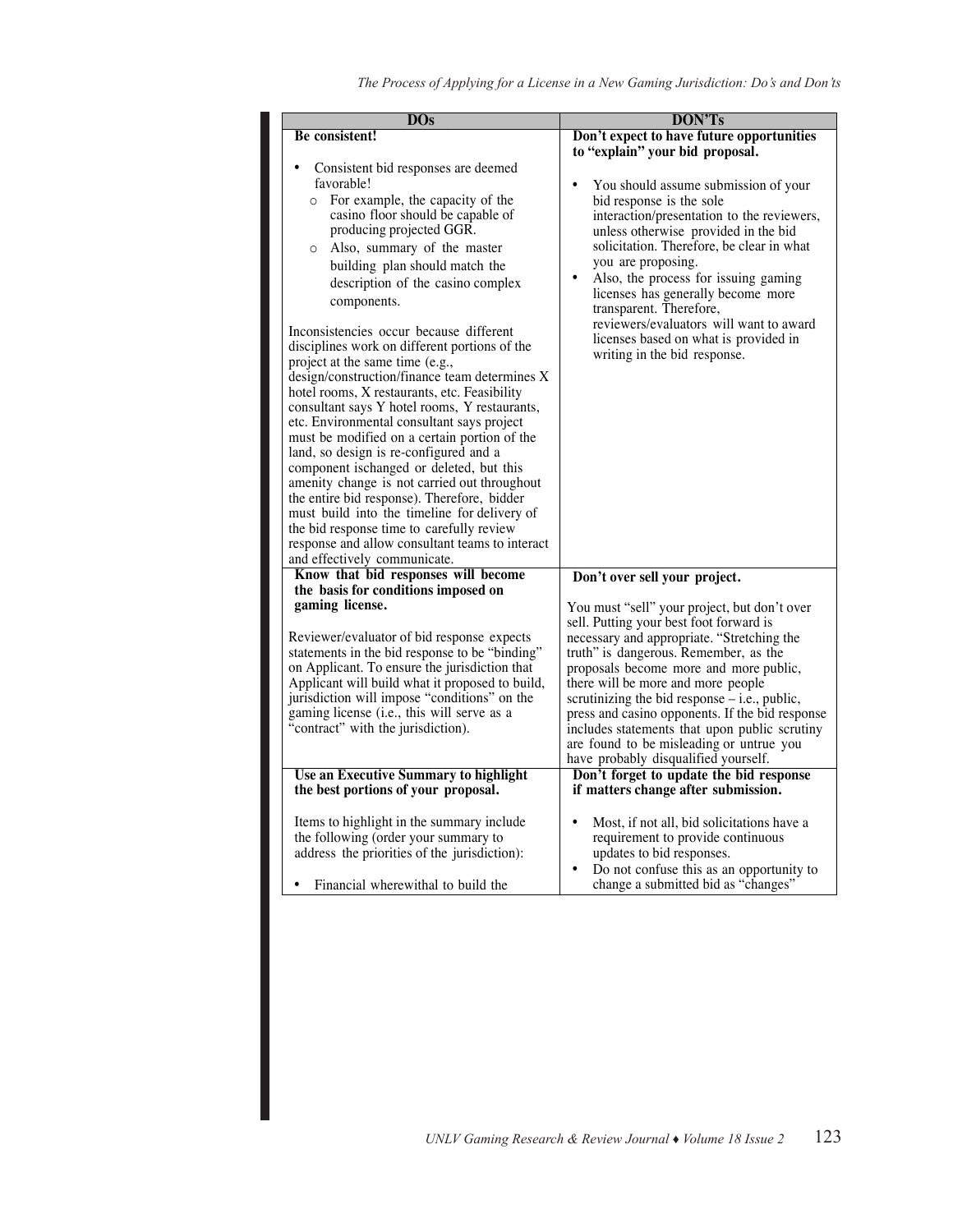| DOs | DON'Ts |
|---|---|
| **Be consistent!**<br><br>• Consistent bid responses are deemed favorable!<br>  ○ For example, the capacity of the casino floor should be capable of producing projected GGR.<br>  ○ Also, summary of the master building plan should match the description of the casino complex components.<br><br>Inconsistencies occur because different disciplines work on different portions of the project at the same time (e.g., design/construction/finance team determines X hotel rooms, X restaurants, etc. Feasibility consultant says Y hotel rooms, Y restaurants, etc. Environmental consultant says project must be modified on a certain portion of the land, so design is re-configured and a component ischanged or deleted, but this amenity change is not carried out throughout the entire bid response). Therefore, bidder must build into the timeline for delivery of the bid response time to carefully review response and allow consultant teams to interact and effectively communicate. | **Don't expect to have future opportunities to "explain" your bid proposal.**<br><br>• You should assume submission of your bid response is the sole interaction/presentation to the reviewers, unless otherwise provided in the bid solicitation. Therefore, be clear in what you are proposing.<br>• Also, the process for issuing gaming licenses has generally become more transparent. Therefore, reviewers/evaluators will want to award licenses based on what is provided in writing in the bid response. |
| **Know that bid responses will become the basis for conditions imposed on gaming license.**<br><br>Reviewer/evaluator of bid response expects statements in the bid response to be "binding" on Applicant. To ensure the jurisdiction that Applicant will build what it proposed to build, jurisdiction will impose "conditions" on the gaming license (i.e., this will serve as a "contract" with the jurisdiction). | **Don't over sell your project.**<br><br>You must "sell" your project, but don't over sell. Putting your best foot forward is necessary and appropriate. "Stretching the truth" is dangerous. Remember, as the proposals become more and more public, there will be more and more people scrutinizing the bid response – i.e., public, press and casino opponents. If the bid response includes statements that upon public scrutiny are found to be misleading or untrue you have probably disqualified yourself. |
| **Use an Executive Summary to highlight the best portions of your proposal.**<br><br>Items to highlight in the summary include the following (order your summary to address the priorities of the jurisdiction):<br><br>• Financial wherewithal to build the | **Don't forget to update the bid response if matters change after submission.**<br><br>• Most, if not all, bid solicitations have a requirement to provide continuous updates to bid responses.<br>• Do not confuse this as an opportunity to change a submitted bid as "changes" |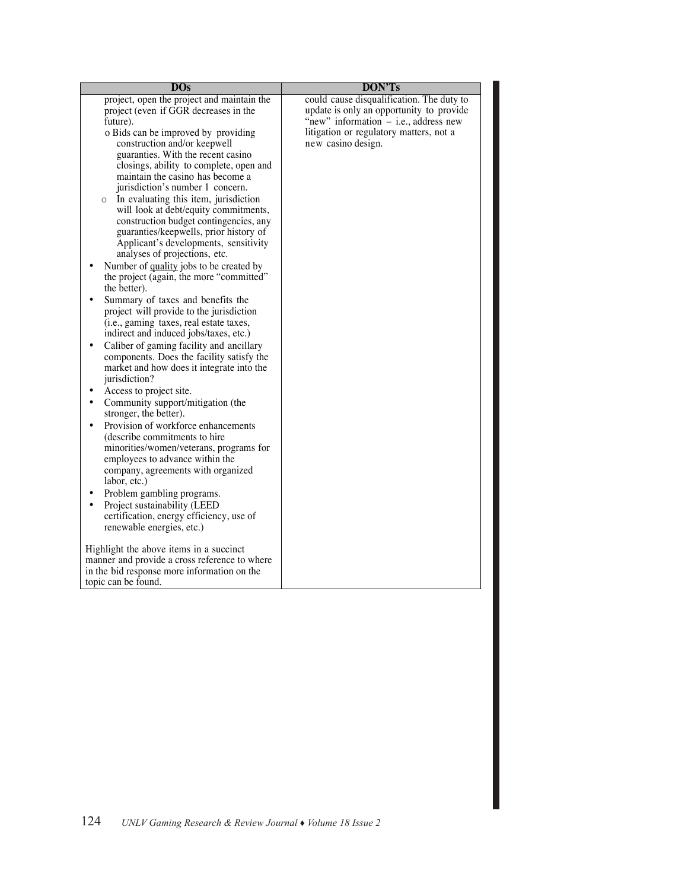| DOs | DON'Ts |
| --- | --- |
| project, open the project and maintain the project (even if GGR decreases in the future).<br>o Bids can be improved by providing construction and/or keepwell guaranties. With the recent casino closings, ability to complete, open and maintain the casino has become a jurisdiction's number 1 concern.<br>o In evaluating this item, jurisdiction will look at debt/equity commitments, construction budget contingencies, any guaranties/keepwells, prior history of Applicant's developments, sensitivity analyses of projections, etc.<br>• Number of <u>quality</u> jobs to be created by the project (again, the more "committed" the better).<br>• Summary of taxes and benefits the project will provide to the jurisdiction (i.e., gaming taxes, real estate taxes, indirect and induced jobs/taxes, etc.)<br>• Caliber of gaming facility and ancillary components. Does the facility satisfy the market and how does it integrate into the jurisdiction?<br>• Access to project site.<br>• Community support/mitigation (the stronger, the better).<br>• Provision of workforce enhancements (describe commitments to hire minorities/women/veterans, programs for employees to advance within the company, agreements with organized labor, etc.)<br>• Problem gambling programs.<br>• Project sustainability (LEED certification, energy efficiency, use of renewable energies, etc.)<br><br>Highlight the above items in a succinct manner and provide a cross reference to where in the bid response more information on the topic can be found. | could cause disqualification. The duty to update is only an opportunity to provide "new" information – i.e., address new litigation or regulatory matters, not a new casino design. |